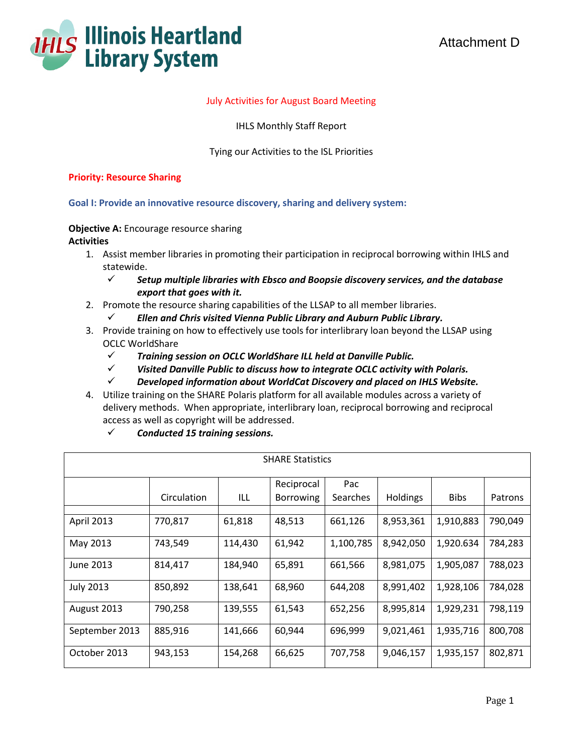Illinois Heartland Library System

Attachment D

July Activities for August Board Meeting

IHLS Monthly Staff Report

Tying our Activities to the ISL Priorities

**Priority: Resource Sharing**

**Goal I: Provide an innovative resource discovery, sharing and delivery system:**

**Objective A:** Encourage resource sharing

**Activities**

1. Assist member libraries in promoting their participation in reciprocal borrowing within IHLS and statewide.
   - ✓ ***Setup multiple libraries with Ebsco and Boopsie discovery services, and the database export that goes with it.***
2. Promote the resource sharing capabilities of the LLSAP to all member libraries.
   - ✓ ***Ellen and Chris visited Vienna Public Library and Auburn Public Library.***
3. Provide training on how to effectively use tools for interlibrary loan beyond the LLSAP using OCLC WorldShare
   - ✓ ***Training session on OCLC WorldShare ILL held at Danville Public.***
   - ✓ ***Visited Danville Public to discuss how to integrate OCLC activity with Polaris.***
   - ✓ ***Developed information about WorldCat Discovery and placed on IHLS Website.***
4. Utilize training on the SHARE Polaris platform for all available modules across a variety of delivery methods. When appropriate, interlibrary loan, reciprocal borrowing and reciprocal access as well as copyright will be addressed.
   - ✓ ***Conducted 15 training sessions.***

| SHARE Statistics | | | | | | | |
|---|---|---|---|---|---|---|---|
| | Circulation | ILL | Reciprocal Borrowing | Pac Searches | Holdings | Bibs | Patrons |
| April 2013 | 770,817 | 61,818 | 48,513 | 661,126 | 8,953,361 | 1,910,883 | 790,049 |
| May 2013 | 743,549 | 114,430 | 61,942 | 1,100,785 | 8,942,050 | 1,920.634 | 784,283 |
| June 2013 | 814,417 | 184,940 | 65,891 | 661,566 | 8,981,075 | 1,905,087 | 788,023 |
| July 2013 | 850,892 | 138,641 | 68,960 | 644,208 | 8,991,402 | 1,928,106 | 784,028 |
| August 2013 | 790,258 | 139,555 | 61,543 | 652,256 | 8,995,814 | 1,929,231 | 798,119 |
| September 2013 | 885,916 | 141,666 | 60,944 | 696,999 | 9,021,461 | 1,935,716 | 800,708 |
| October 2013 | 943,153 | 154,268 | 66,625 | 707,758 | 9,046,157 | 1,935,157 | 802,871 |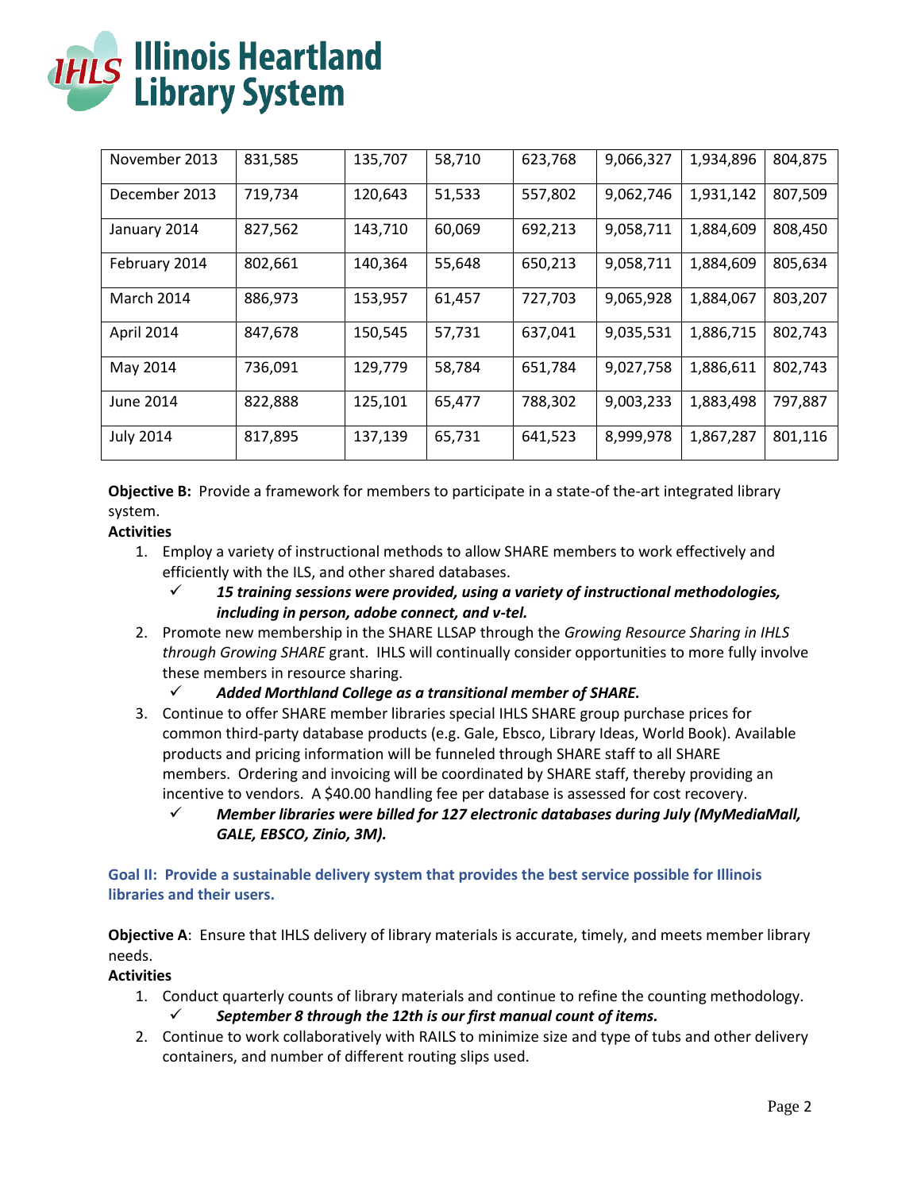| | | | | | | | |
|---|---|---|---|---|---|---|---|
| November 2013 | 831,585 | 135,707 | 58,710 | 623,768 | 9,066,327 | 1,934,896 | 804,875 |
| December 2013 | 719,734 | 120,643 | 51,533 | 557,802 | 9,062,746 | 1,931,142 | 807,509 |
| January 2014 | 827,562 | 143,710 | 60,069 | 692,213 | 9,058,711 | 1,884,609 | 808,450 |
| February 2014 | 802,661 | 140,364 | 55,648 | 650,213 | 9,058,711 | 1,884,609 | 805,634 |
| March 2014 | 886,973 | 153,957 | 61,457 | 727,703 | 9,065,928 | 1,884,067 | 803,207 |
| April 2014 | 847,678 | 150,545 | 57,731 | 637,041 | 9,035,531 | 1,886,715 | 802,743 |
| May 2014 | 736,091 | 129,779 | 58,784 | 651,784 | 9,027,758 | 1,886,611 | 802,743 |
| June 2014 | 822,888 | 125,101 | 65,477 | 788,302 | 9,003,233 | 1,883,498 | 797,887 |
| July 2014 | 817,895 | 137,139 | 65,731 | 641,523 | 8,999,978 | 1,867,287 | 801,116 |

**Objective B:** Provide a framework for members to participate in a state-of the-art integrated library system.

**Activities**

1. Employ a variety of instructional methods to allow SHARE members to work effectively and efficiently with the ILS, and other shared databases.
   - ✓ ***15 training sessions were provided, using a variety of instructional methodologies, including in person, adobe connect, and v-tel.***
2. Promote new membership in the SHARE LLSAP through the *Growing Resource Sharing in IHLS through Growing SHARE* grant. IHLS will continually consider opportunities to more fully involve these members in resource sharing.
   - ✓ ***Added Morthland College as a transitional member of SHARE.***
3. Continue to offer SHARE member libraries special IHLS SHARE group purchase prices for common third-party database products (e.g. Gale, Ebsco, Library Ideas, World Book). Available products and pricing information will be funneled through SHARE staff to all SHARE members. Ordering and invoicing will be coordinated by SHARE staff, thereby providing an incentive to vendors. A $40.00 handling fee per database is assessed for cost recovery.
   - ✓ ***Member libraries were billed for 127 electronic databases during July (MyMediaMall, GALE, EBSCO, Zinio, 3M).***

### Goal II: Provide a sustainable delivery system that provides the best service possible for Illinois libraries and their users.

**Objective A**: Ensure that IHLS delivery of library materials is accurate, timely, and meets member library needs.

**Activities**

1. Conduct quarterly counts of library materials and continue to refine the counting methodology.
   - ✓ ***September 8 through the 12th is our first manual count of items.***
2. Continue to work collaboratively with RAILS to minimize size and type of tubs and other delivery containers, and number of different routing slips used.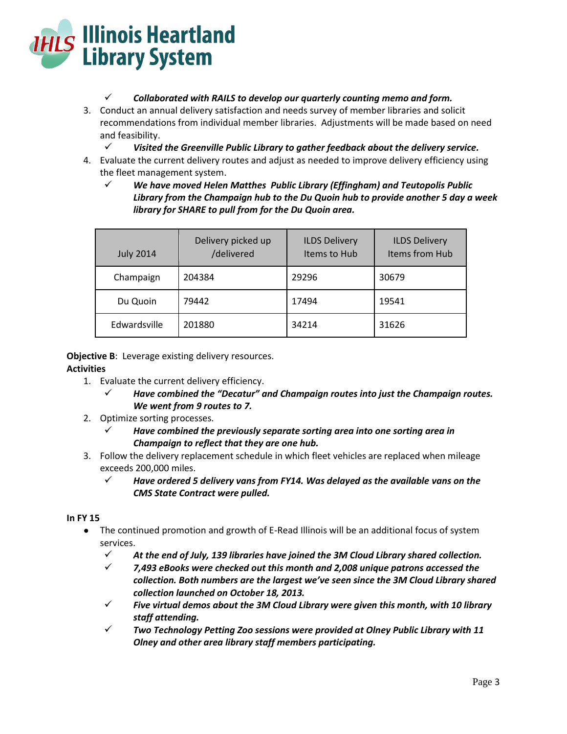- ✓ ***Collaborated with RAILS to develop our quarterly counting memo and form.***

3. Conduct an annual delivery satisfaction and needs survey of member libraries and solicit recommendations from individual member libraries. Adjustments will be made based on need and feasibility.
   - ✓ ***Visited the Greenville Public Library to gather feedback about the delivery service.***
4. Evaluate the current delivery routes and adjust as needed to improve delivery efficiency using the fleet management system.
   - ✓ ***We have moved Helen Matthes Public Library (Effingham) and Teutopolis Public Library from the Champaign hub to the Du Quoin hub to provide another 5 day a week library for SHARE to pull from for the Du Quoin area.***

| July 2014 | Delivery picked up /delivered | ILDS Delivery Items to Hub | ILDS Delivery Items from Hub |
|---|---|---|---|
| Champaign | 204384 | 29296 | 30679 |
| Du Quoin | 79442 | 17494 | 19541 |
| Edwardsville | 201880 | 34214 | 31626 |

**Objective B**: Leverage existing delivery resources.

**Activities**

1. Evaluate the current delivery efficiency.
   - ✓ ***Have combined the "Decatur" and Champaign routes into just the Champaign routes. We went from 9 routes to 7.***
2. Optimize sorting processes.
   - ✓ ***Have combined the previously separate sorting area into one sorting area in Champaign to reflect that they are one hub.***
3. Follow the delivery replacement schedule in which fleet vehicles are replaced when mileage exceeds 200,000 miles.
   - ✓ ***Have ordered 5 delivery vans from FY14. Was delayed as the available vans on the CMS State Contract were pulled.***

**In FY 15**

- The continued promotion and growth of E-Read Illinois will be an additional focus of system services.
  - ✓ ***At the end of July, 139 libraries have joined the 3M Cloud Library shared collection.***
  - ✓ ***7,493 eBooks were checked out this month and 2,008 unique patrons accessed the collection. Both numbers are the largest we've seen since the 3M Cloud Library shared collection launched on October 18, 2013.***
  - ✓ ***Five virtual demos about the 3M Cloud Library were given this month, with 10 library staff attending.***
  - ✓ ***Two Technology Petting Zoo sessions were provided at Olney Public Library with 11 Olney and other area library staff members participating.***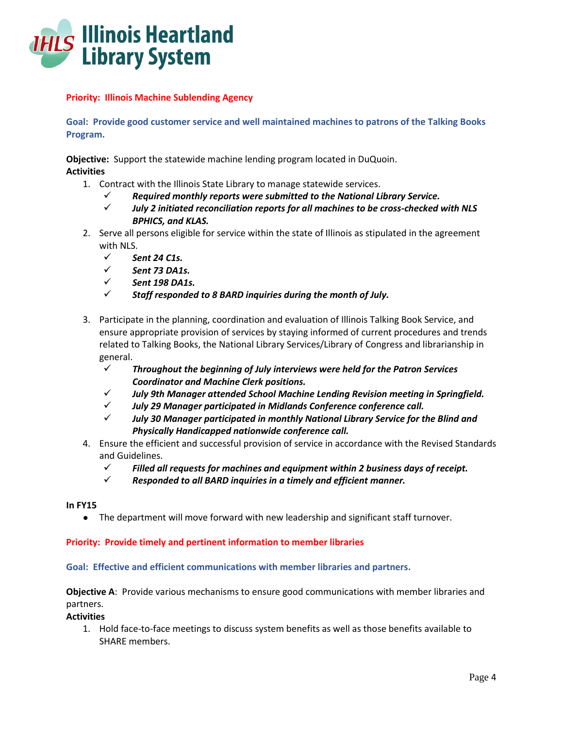# Illinois Heartland Library System

**Priority: Illinois Machine Sublending Agency**

**Goal: Provide good customer service and well maintained machines to patrons of the Talking Books Program.**

**Objective:** Support the statewide machine lending program located in DuQuoin.

**Activities**

1. Contract with the Illinois State Library to manage statewide services.
   - ✓ ***Required monthly reports were submitted to the National Library Service.***
   - ✓ ***July 2 initiated reconciliation reports for all machines to be cross-checked with NLS BPHICS, and KLAS.***
2. Serve all persons eligible for service within the state of Illinois as stipulated in the agreement with NLS.
   - ✓ ***Sent 24 C1s.***
   - ✓ ***Sent 73 DA1s.***
   - ✓ ***Sent 198 DA1s.***
   - ✓ ***Staff responded to 8 BARD inquiries during the month of July.***
3. Participate in the planning, coordination and evaluation of Illinois Talking Book Service, and ensure appropriate provision of services by staying informed of current procedures and trends related to Talking Books, the National Library Services/Library of Congress and librarianship in general.
   - ✓ ***Throughout the beginning of July interviews were held for the Patron Services Coordinator and Machine Clerk positions.***
   - ✓ ***July 9th Manager attended School Machine Lending Revision meeting in Springfield.***
   - ✓ ***July 29 Manager participated in Midlands Conference conference call.***
   - ✓ ***July 30 Manager participated in monthly National Library Service for the Blind and Physically Handicapped nationwide conference call.***
4. Ensure the efficient and successful provision of service in accordance with the Revised Standards and Guidelines.
   - ✓ ***Filled all requests for machines and equipment within 2 business days of receipt.***
   - ✓ ***Responded to all BARD inquiries in a timely and efficient manner.***

**In FY15**

- The department will move forward with new leadership and significant staff turnover.

**Priority: Provide timely and pertinent information to member libraries**

**Goal: Effective and efficient communications with member libraries and partners.**

**Objective A**: Provide various mechanisms to ensure good communications with member libraries and partners.

**Activities**

1. Hold face-to-face meetings to discuss system benefits as well as those benefits available to SHARE members.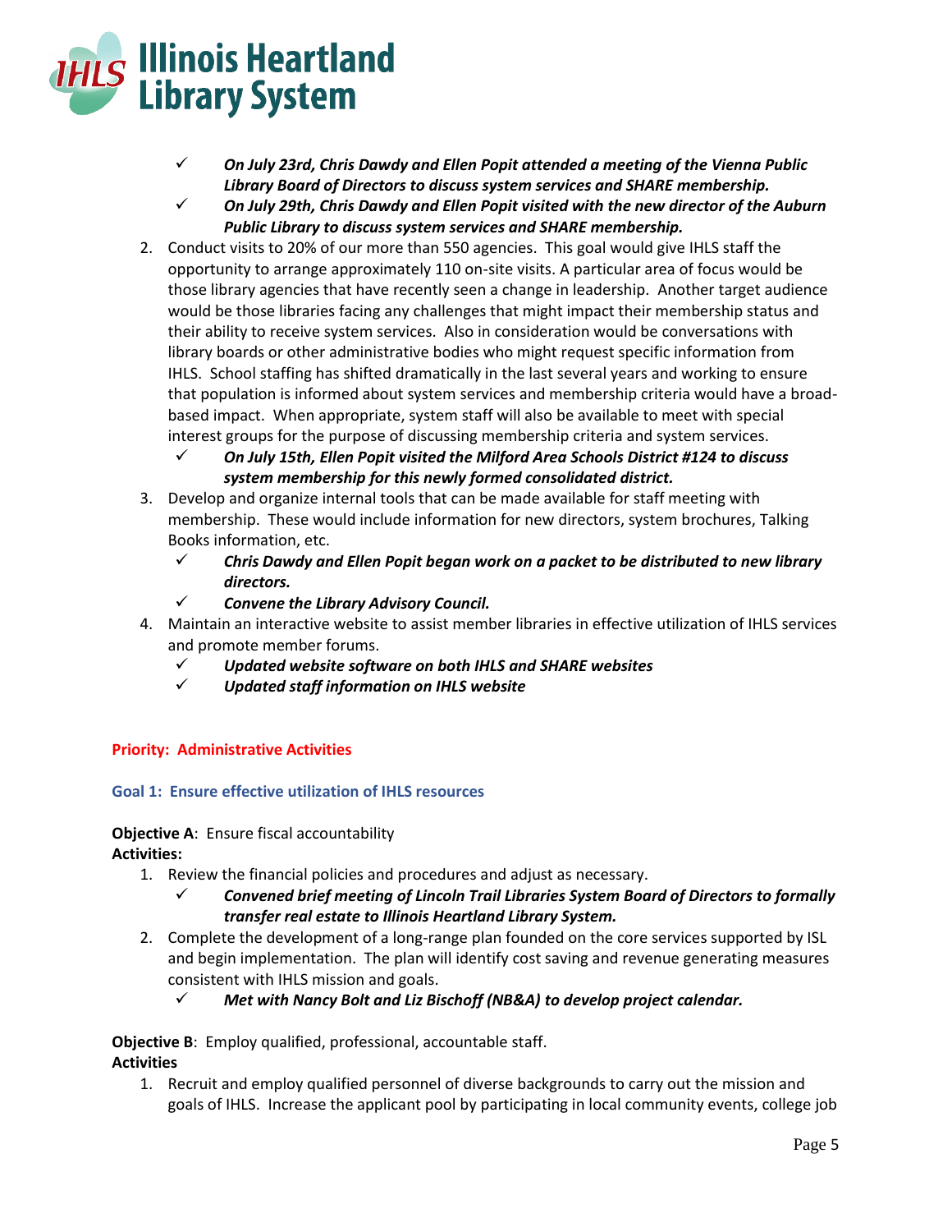- ✓ ***On July 23rd, Chris Dawdy and Ellen Popit attended a meeting of the Vienna Public Library Board of Directors to discuss system services and SHARE membership.***
- ✓ ***On July 29th, Chris Dawdy and Ellen Popit visited with the new director of the Auburn Public Library to discuss system services and SHARE membership.***

2. Conduct visits to 20% of our more than 550 agencies. This goal would give IHLS staff the opportunity to arrange approximately 110 on-site visits. A particular area of focus would be those library agencies that have recently seen a change in leadership. Another target audience would be those libraries facing any challenges that might impact their membership status and their ability to receive system services. Also in consideration would be conversations with library boards or other administrative bodies who might request specific information from IHLS. School staffing has shifted dramatically in the last several years and working to ensure that population is informed about system services and membership criteria would have a broad-based impact. When appropriate, system staff will also be available to meet with special interest groups for the purpose of discussing membership criteria and system services.
   - ✓ ***On July 15th, Ellen Popit visited the Milford Area Schools District #124 to discuss system membership for this newly formed consolidated district.***
3. Develop and organize internal tools that can be made available for staff meeting with membership. These would include information for new directors, system brochures, Talking Books information, etc.
   - ✓ ***Chris Dawdy and Ellen Popit began work on a packet to be distributed to new library directors.***
   - ✓ ***Convene the Library Advisory Council.***
4. Maintain an interactive website to assist member libraries in effective utilization of IHLS services and promote member forums.
   - ✓ ***Updated website software on both IHLS and SHARE websites***
   - ✓ ***Updated staff information on IHLS website***

## Priority: Administrative Activities

### Goal 1: Ensure effective utilization of IHLS resources

**Objective A**: Ensure fiscal accountability

**Activities:**

1. Review the financial policies and procedures and adjust as necessary.
   - ✓ ***Convened brief meeting of Lincoln Trail Libraries System Board of Directors to formally transfer real estate to Illinois Heartland Library System.***
2. Complete the development of a long-range plan founded on the core services supported by ISL and begin implementation. The plan will identify cost saving and revenue generating measures consistent with IHLS mission and goals.
   - ✓ ***Met with Nancy Bolt and Liz Bischoff (NB&A) to develop project calendar.***

**Objective B**: Employ qualified, professional, accountable staff.

**Activities**

1. Recruit and employ qualified personnel of diverse backgrounds to carry out the mission and goals of IHLS. Increase the applicant pool by participating in local community events, college job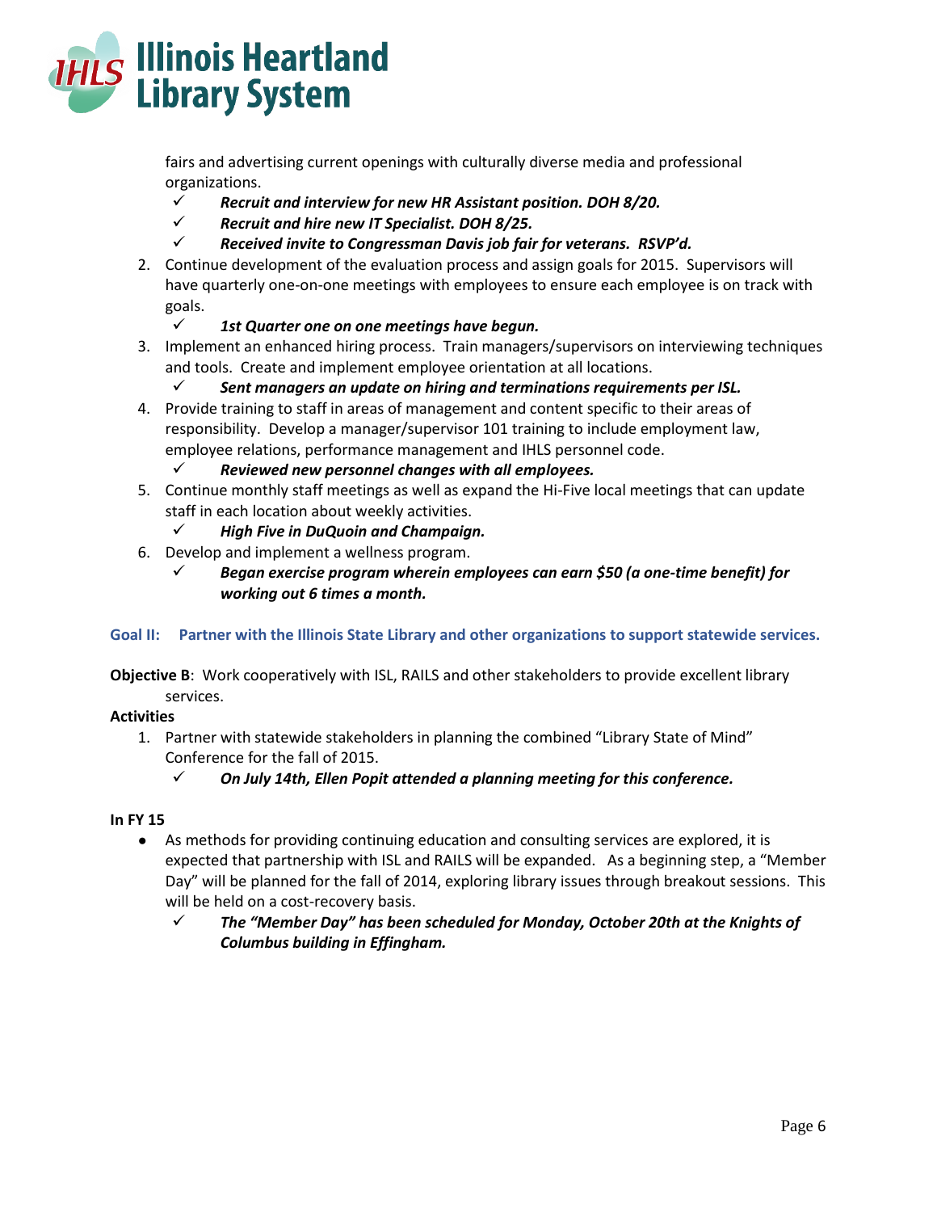fairs and advertising current openings with culturally diverse media and professional organizations.

- ✓ ***Recruit and interview for new HR Assistant position. DOH 8/20.***
- ✓ ***Recruit and hire new IT Specialist. DOH 8/25.***
- ✓ ***Received invite to Congressman Davis job fair for veterans. RSVP'd.***

2. Continue development of the evaluation process and assign goals for 2015. Supervisors will have quarterly one-on-one meetings with employees to ensure each employee is on track with goals.
   - ✓ ***1st Quarter one on one meetings have begun.***
3. Implement an enhanced hiring process. Train managers/supervisors on interviewing techniques and tools. Create and implement employee orientation at all locations.
   - ✓ ***Sent managers an update on hiring and terminations requirements per ISL.***
4. Provide training to staff in areas of management and content specific to their areas of responsibility. Develop a manager/supervisor 101 training to include employment law, employee relations, performance management and IHLS personnel code.
   - ✓ ***Reviewed new personnel changes with all employees.***
5. Continue monthly staff meetings as well as expand the Hi-Five local meetings that can update staff in each location about weekly activities.
   - ✓ ***High Five in DuQuoin and Champaign.***
6. Develop and implement a wellness program.
   - ✓ ***Began exercise program wherein employees can earn $50 (a one-time benefit) for working out 6 times a month.***

### Goal II: Partner with the Illinois State Library and other organizations to support statewide services.

**Objective B**: Work cooperatively with ISL, RAILS and other stakeholders to provide excellent library services.

**Activities**

1. Partner with statewide stakeholders in planning the combined "Library State of Mind" Conference for the fall of 2015.
   - ✓ ***On July 14th, Ellen Popit attended a planning meeting for this conference.***

**In FY 15**

- As methods for providing continuing education and consulting services are explored, it is expected that partnership with ISL and RAILS will be expanded. As a beginning step, a "Member Day" will be planned for the fall of 2014, exploring library issues through breakout sessions. This will be held on a cost-recovery basis.
  - ✓ ***The "Member Day" has been scheduled for Monday, October 20th at the Knights of Columbus building in Effingham.***